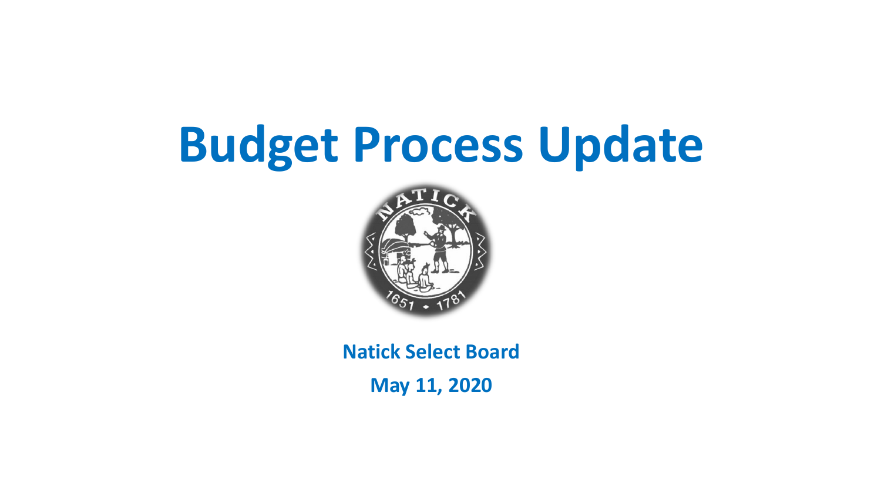# Budget Process Update

**Natick Select Board**

**May 11, 2020**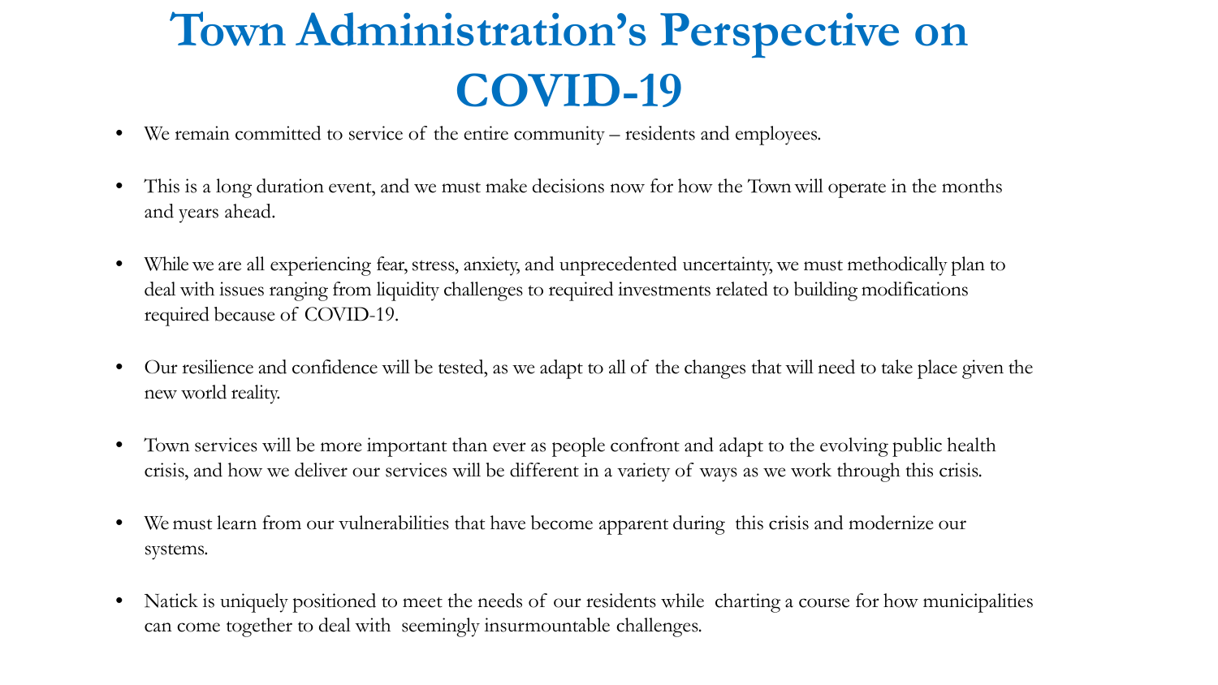# Town Administration's Perspective on COVID-19

- We remain committed to service of the entire community – residents and employees.
- This is a long duration event, and we must make decisions now for how the Town will operate in the months and years ahead.
- While we are all experiencing fear, stress, anxiety, and unprecedented uncertainty, we must methodically plan to deal with issues ranging from liquidity challenges to required investments related to building modifications required because of COVID-19.
- Our resilience and confidence will be tested, as we adapt to all of the changes that will need to take place given the new world reality.
- Town services will be more important than ever as people confront and adapt to the evolving public health crisis, and how we deliver our services will be different in a variety of ways as we work through this crisis.
- We must learn from our vulnerabilities that have become apparent during this crisis and modernize our systems.
- Natick is uniquely positioned to meet the needs of our residents while charting a course for how municipalities can come together to deal with seemingly insurmountable challenges.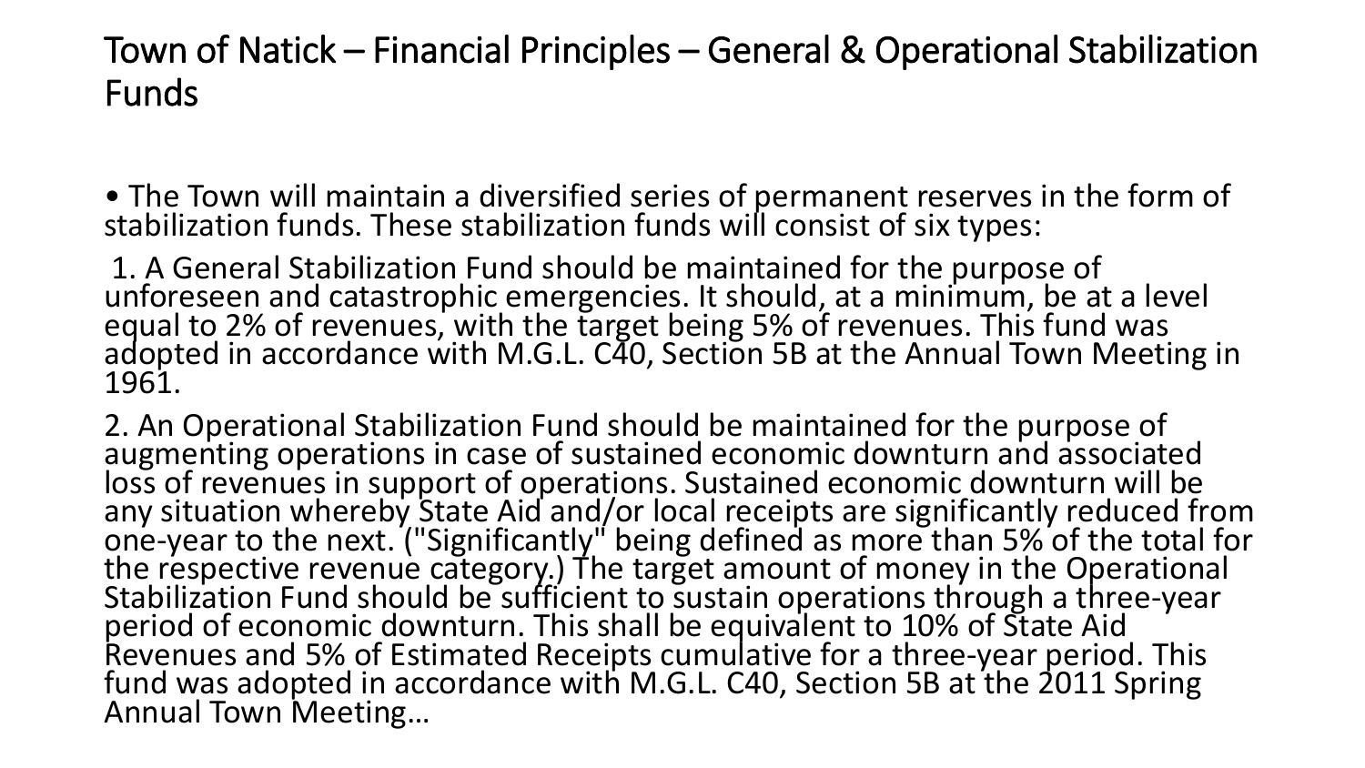# Town of Natick – Financial Principles – General & Operational Stabilization Funds

- The Town will maintain a diversified series of permanent reserves in the form of stabilization funds. These stabilization funds will consist of six types:

1. A General Stabilization Fund should be maintained for the purpose of unforeseen and catastrophic emergencies. It should, at a minimum, be at a level equal to 2% of revenues, with the target being 5% of revenues. This fund was adopted in accordance with M.G.L. C40, Section 5B at the Annual Town Meeting in 1961.

2. An Operational Stabilization Fund should be maintained for the purpose of augmenting operations in case of sustained economic downturn and associated loss of revenues in support of operations. Sustained economic downturn will be any situation whereby State Aid and/or local receipts are significantly reduced from one-year to the next. ("Significantly" being defined as more than 5% of the total for the respective revenue category.) The target amount of money in the Operational Stabilization Fund should be sufficient to sustain operations through a three-year period of economic downturn. This shall be equivalent to 10% of State Aid Revenues and 5% of Estimated Receipts cumulative for a three-year period. This fund was adopted in accordance with M.G.L. C40, Section 5B at the 2011 Spring Annual Town Meeting…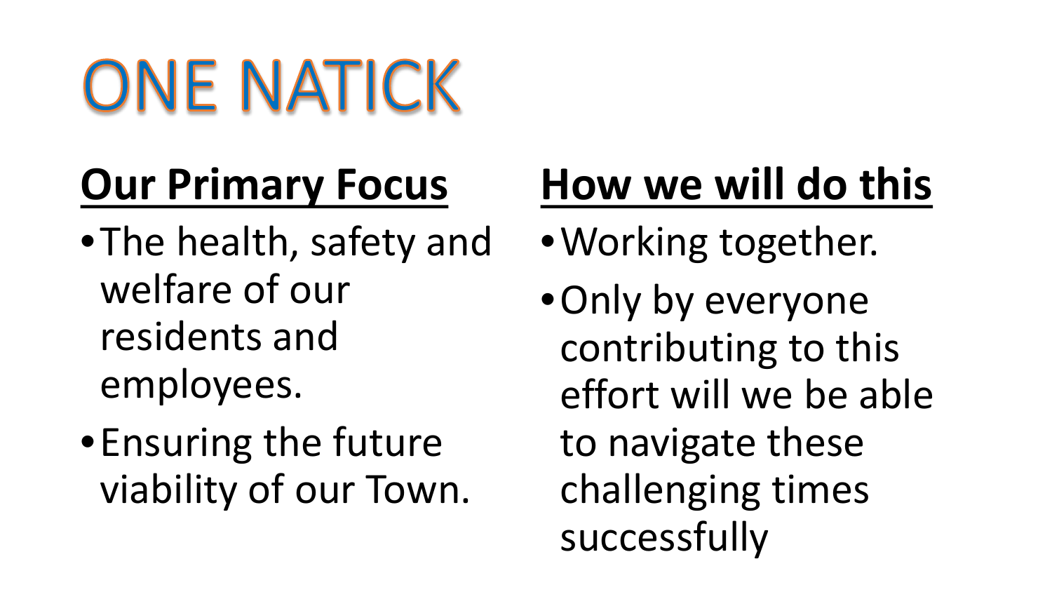# ONE NATICK

## Our Primary Focus

- The health, safety and welfare of our residents and employees.
- Ensuring the future viability of our Town.

## How we will do this

- Working together.
- Only by everyone contributing to this effort will we be able to navigate these challenging times successfully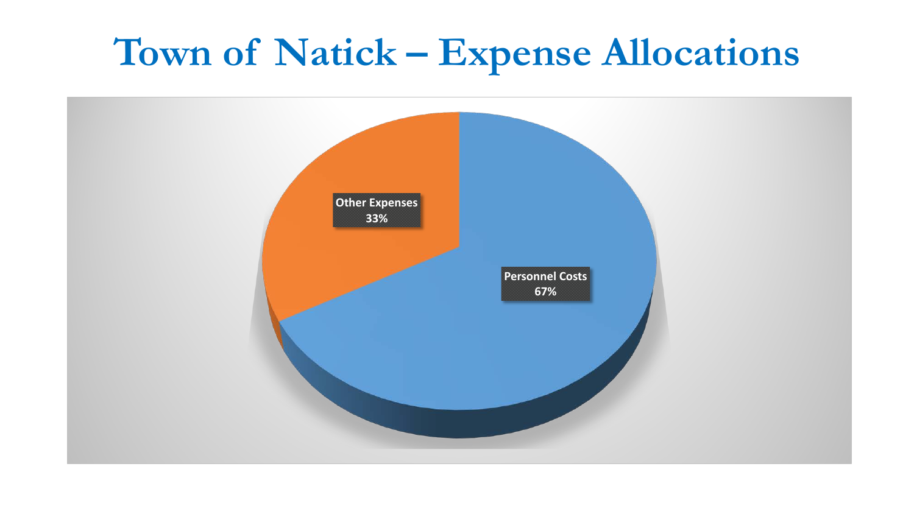# Town of Natick – Expense Allocations

Other Expenses
33%

Personnel Costs
67%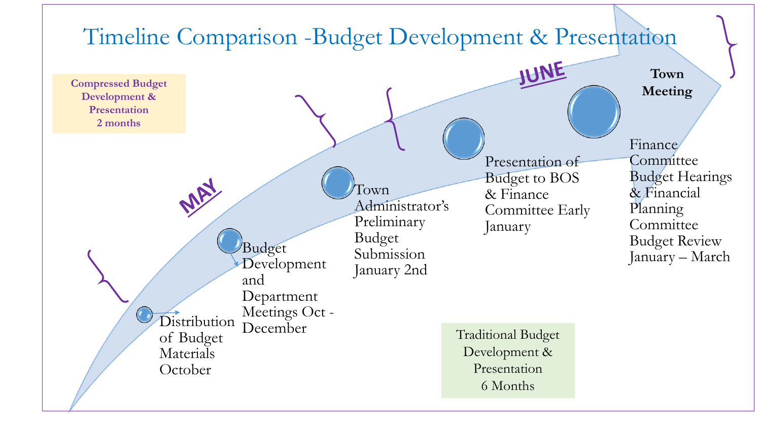# Timeline Comparison -Budget Development & Presentation

**Compressed Budget Development & Presentation 2 months**

MAY

JUNE

- Distribution of Budget Materials October
- Budget Development and Department Meetings Oct - December
- Town Administrator's Preliminary Budget Submission January 2nd
- Presentation of Budget to BOS & Finance Committee Early January
- Finance Committee Budget Hearings & Financial Planning Committee Budget Review January – March
- **Town Meeting**

Traditional Budget Development & Presentation 6 Months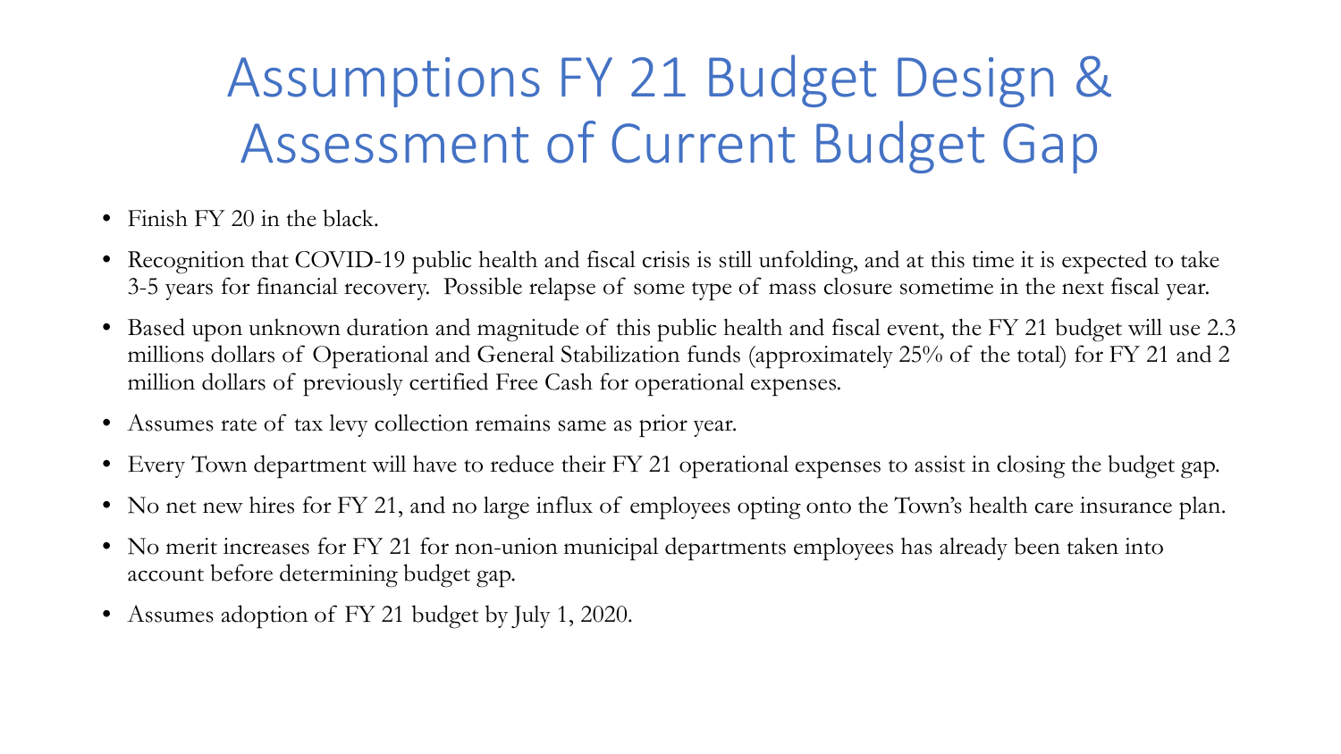# Assumptions FY 21 Budget Design & Assessment of Current Budget Gap

- Finish FY 20 in the black.
- Recognition that COVID-19 public health and fiscal crisis is still unfolding, and at this time it is expected to take 3-5 years for financial recovery. Possible relapse of some type of mass closure sometime in the next fiscal year.
- Based upon unknown duration and magnitude of this public health and fiscal event, the FY 21 budget will use 2.3 millions dollars of Operational and General Stabilization funds (approximately 25% of the total) for FY 21 and 2 million dollars of previously certified Free Cash for operational expenses.
- Assumes rate of tax levy collection remains same as prior year.
- Every Town department will have to reduce their FY 21 operational expenses to assist in closing the budget gap.
- No net new hires for FY 21, and no large influx of employees opting onto the Town's health care insurance plan.
- No merit increases for FY 21 for non-union municipal departments employees has already been taken into account before determining budget gap.
- Assumes adoption of FY 21 budget by July 1, 2020.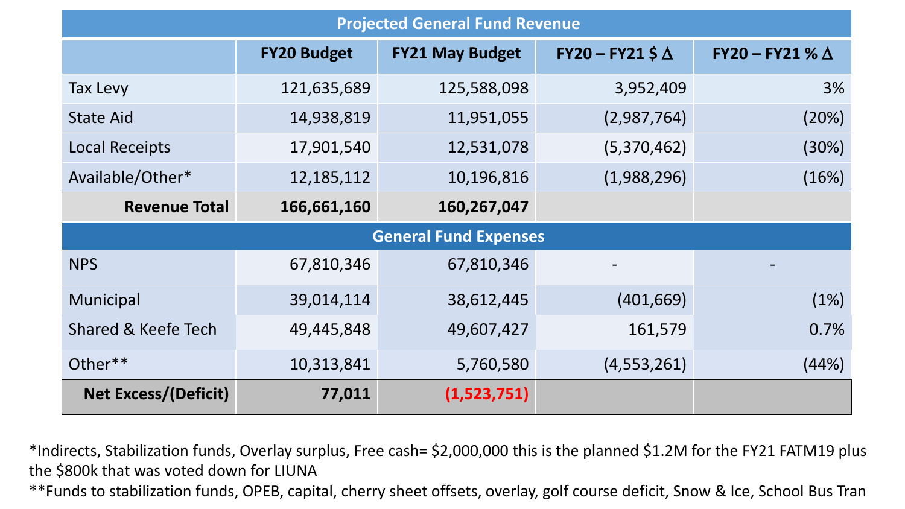| Projected General Fund Revenue | | | | |
|---|---|---|---|---|
| | **FY20 Budget** | **FY21 May Budget** | **FY20 – FY21 $ Δ** | **FY20 – FY21 % Δ** |
| Tax Levy | 121,635,689 | 125,588,098 | 3,952,409 | 3% |
| State Aid | 14,938,819 | 11,951,055 | (2,987,764) | (20%) |
| Local Receipts | 17,901,540 | 12,531,078 | (5,370,462) | (30%) |
| Available/Other* | 12,185,112 | 10,196,816 | (1,988,296) | (16%) |
| **Revenue Total** | **166,661,160** | **160,267,047** | | |
| **General Fund Expenses** | | | | |
| NPS | 67,810,346 | 67,810,346 | - | - |
| Municipal | 39,014,114 | 38,612,445 | (401,669) | (1%) |
| Shared & Keefe Tech | 49,445,848 | 49,607,427 | 161,579 | 0.7% |
| Other** | 10,313,841 | 5,760,580 | (4,553,261) | (44%) |
| **Net Excess/(Deficit)** | **77,011** | **(1,523,751)** | | |

*Indirects, Stabilization funds, Overlay surplus, Free cash= $2,000,000 this is the planned $1.2M for the FY21 FATM19 plus the $800k that was voted down for LIUNA

**Funds to stabilization funds, OPEB, capital, cherry sheet offsets, overlay, golf course deficit, Snow & Ice, School Bus Tran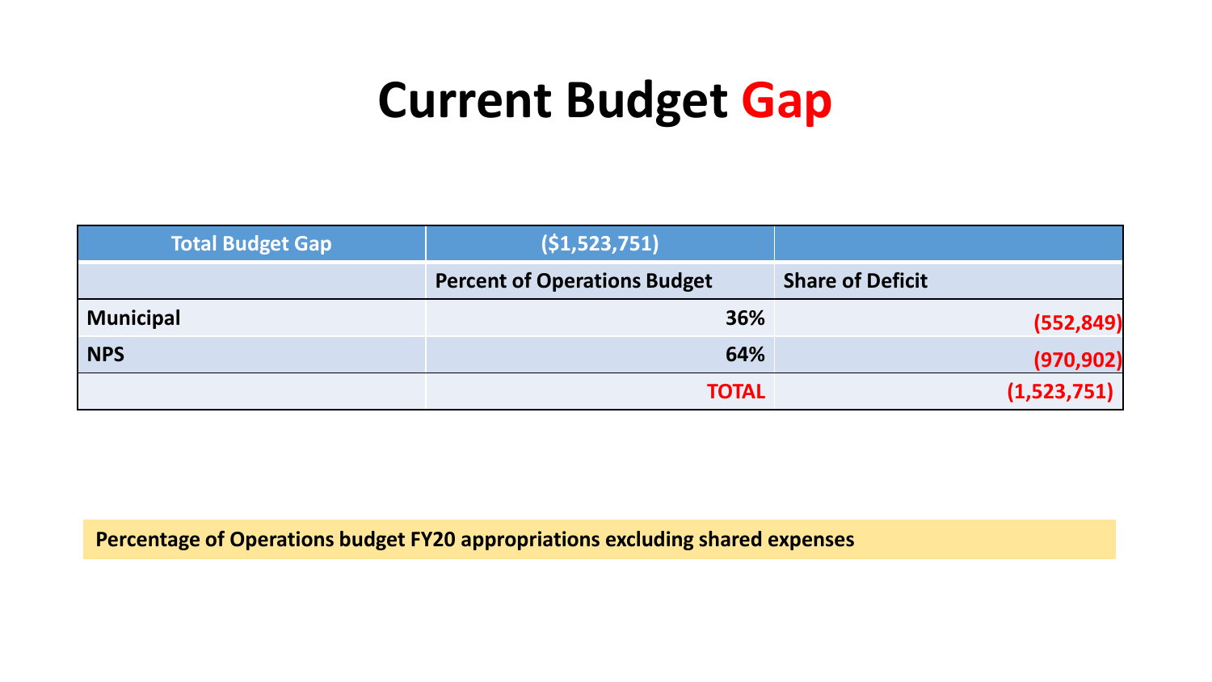# Current Budget Gap

| Total Budget Gap | ($1,523,751) | |
|---|---|---|
| | Percent of Operations Budget | Share of Deficit |
| Municipal | 36% | (552,849) |
| NPS | 64% | (970,902) |
| | TOTAL | (1,523,751) |

**Percentage of Operations budget FY20 appropriations excluding shared expenses**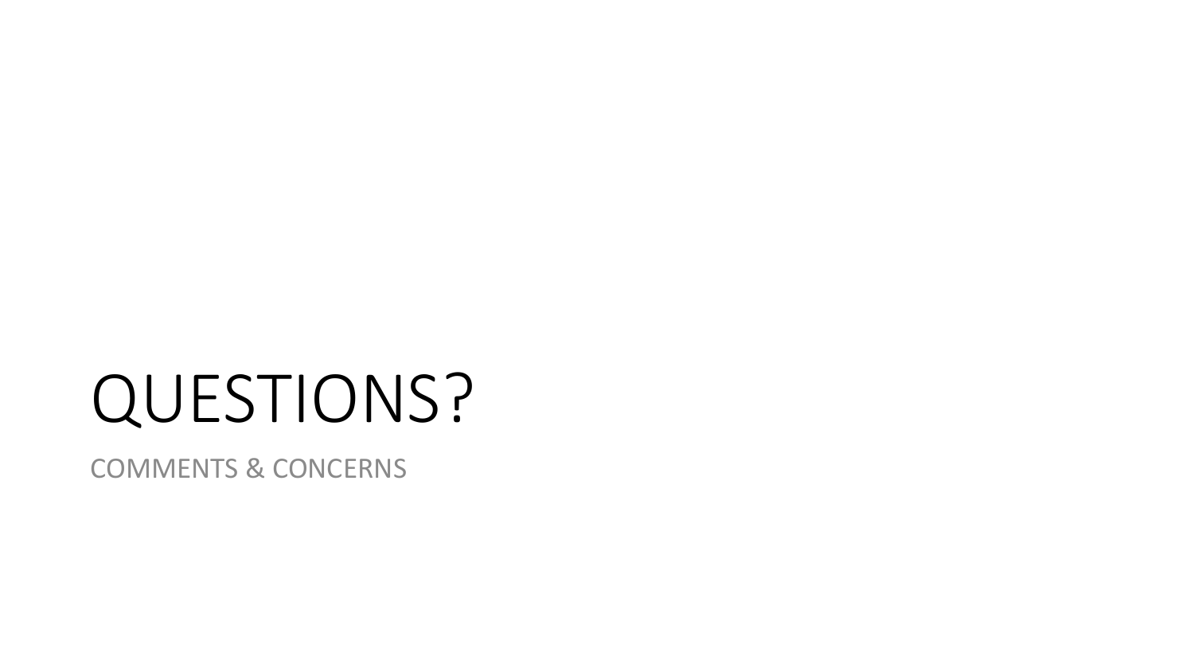# QUESTIONS?

COMMENTS & CONCERNS